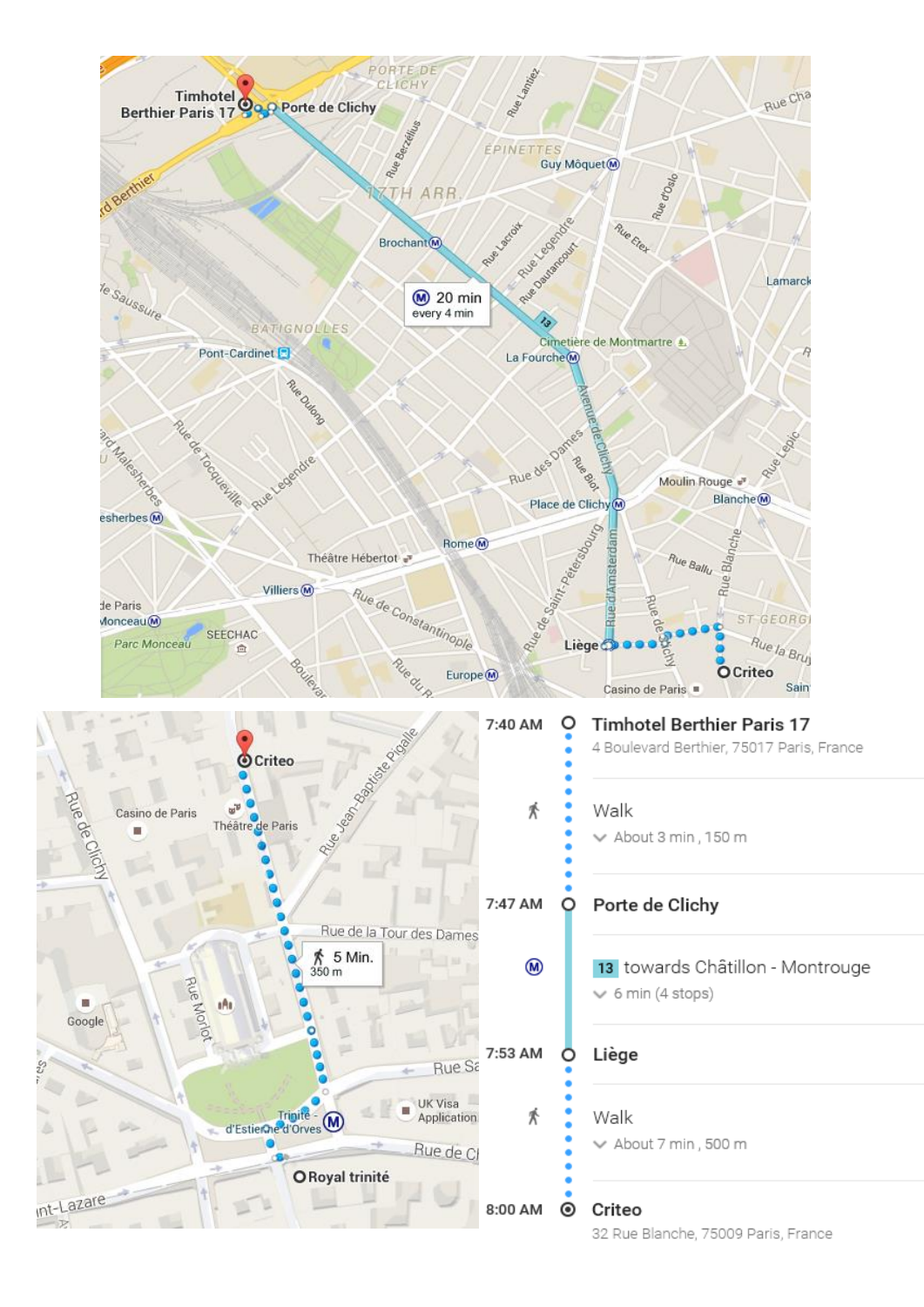| Time | | Details |
|---|---|---|
| 7:40 AM | | **Timhotel Berthier Paris 17** <br> 4 Boulevard Berthier, 75017 Paris, France |
| | Walk | About 3 min , 150 m |
| 7:47 AM | | **Porte de Clichy** |
| | M | 13 towards Châtillon - Montrouge <br> 6 min (4 stops) |
| 7:53 AM | | **Liège** |
| | Walk | About 7 min , 500 m |
| 8:00 AM | | **Criteo** <br> 32 Rue Blanche, 75009 Paris, France |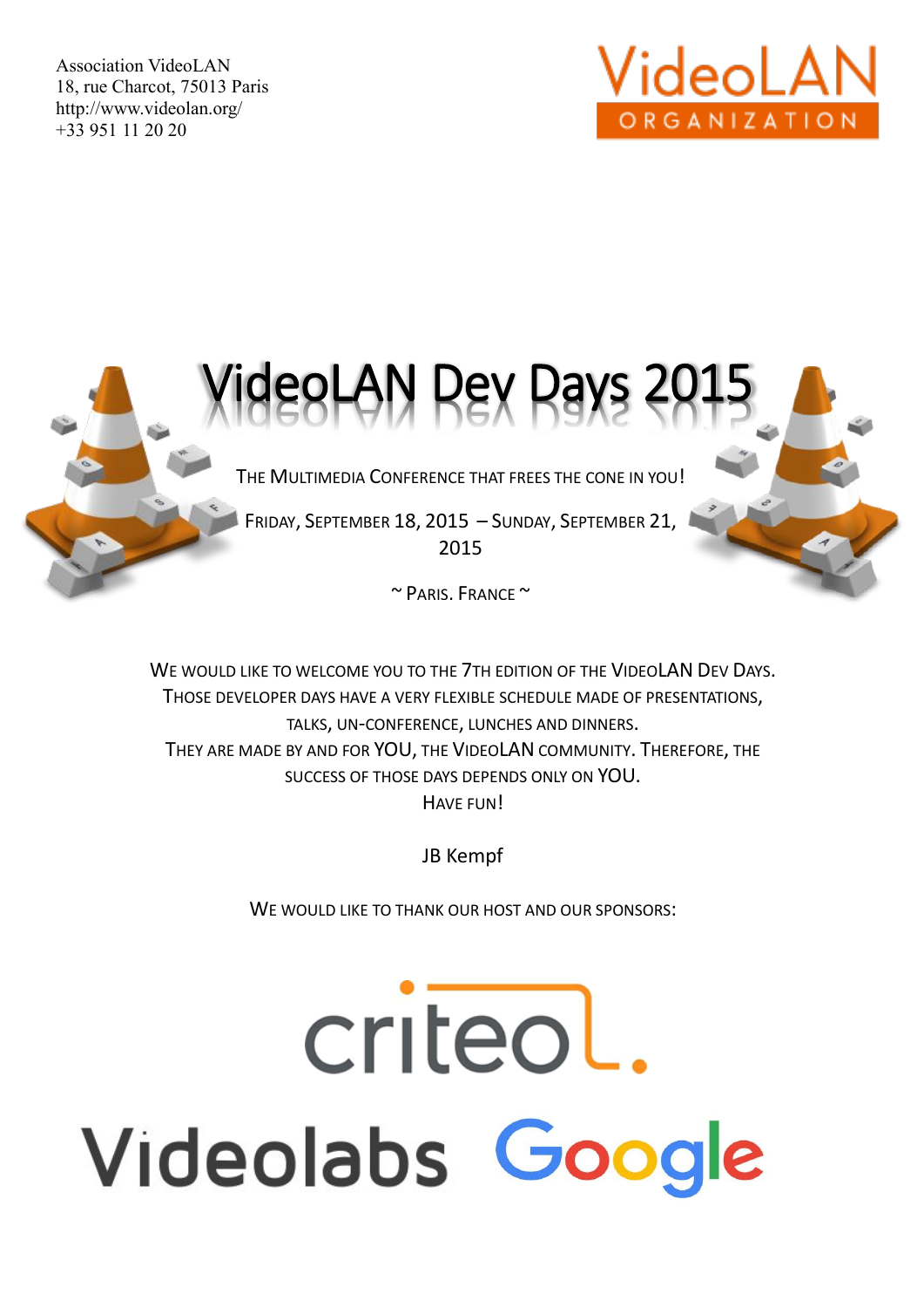Association VideoLAN
18, rue Charcot, 75013 Paris
http://www.videolan.org/
+33 951 11 20 20

VideoLAN ORGANIZATION

# VideoLAN Dev Days 2015

THE MULTIMEDIA CONFERENCE THAT FREES THE CONE IN YOU!

FRIDAY, SEPTEMBER 18, 2015 – SUNDAY, SEPTEMBER 21, 2015

~ PARIS. FRANCE ~

WE WOULD LIKE TO WELCOME YOU TO THE 7TH EDITION OF THE VIDEOLAN DEV DAYS.
THOSE DEVELOPER DAYS HAVE A VERY FLEXIBLE SCHEDULE MADE OF PRESENTATIONS, TALKS, UN-CONFERENCE, LUNCHES AND DINNERS.
THEY ARE MADE BY AND FOR YOU, THE VIDEOLAN COMMUNITY. THEREFORE, THE SUCCESS OF THOSE DAYS DEPENDS ONLY ON YOU.
HAVE FUN!

JB Kempf

WE WOULD LIKE TO THANK OUR HOST AND OUR SPONSORS:

criteo.

Videolabs Google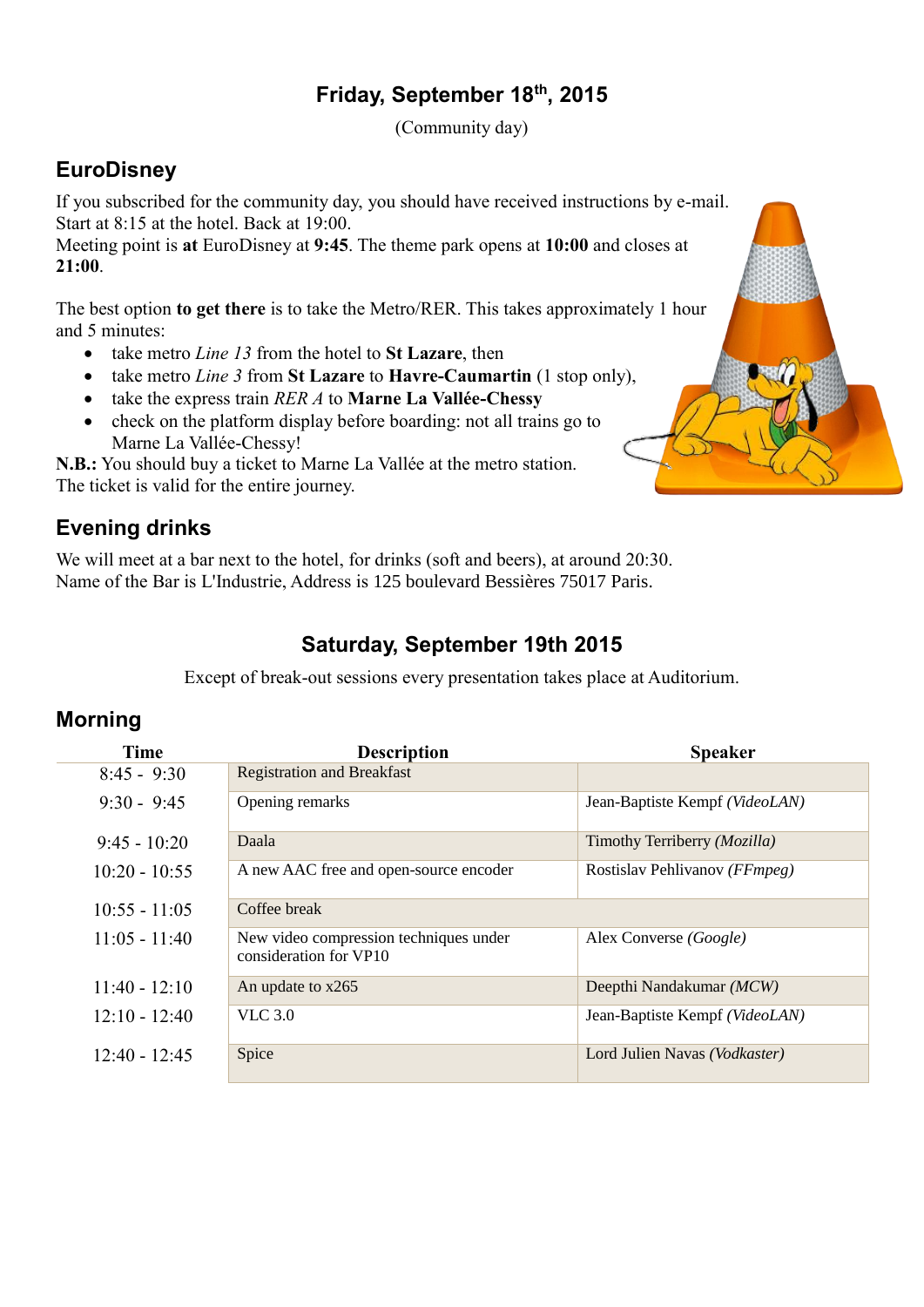## Friday, September 18th, 2015

(Community day)

### EuroDisney

If you subscribed for the community day, you should have received instructions by e-mail.
Start at 8:15 at the hotel. Back at 19:00.
Meeting point is **at** EuroDisney at **9:45**. The theme park opens at **10:00** and closes at **21:00**.

The best option **to get there** is to take the Metro/RER. This takes approximately 1 hour and 5 minutes:

- take metro *Line 13* from the hotel to **St Lazare**, then
- take metro *Line 3* from **St Lazare** to **Havre-Caumartin** (1 stop only),
- take the express train *RER A* to **Marne La Vallée-Chessy**
- check on the platform display before boarding: not all trains go to Marne La Vallée-Chessy!

**N.B.:** You should buy a ticket to Marne La Vallée at the metro station.
The ticket is valid for the entire journey.

### Evening drinks

We will meet at a bar next to the hotel, for drinks (soft and beers), at around 20:30.
Name of the Bar is L'Industrie, Address is 125 boulevard Bessières 75017 Paris.

## Saturday, September 19th 2015

Except of break-out sessions every presentation takes place at Auditorium.

### Morning

| Time | Description | Speaker |
|---|---|---|
| 8:45 - 9:30 | Registration and Breakfast | |
| 9:30 - 9:45 | Opening remarks | Jean-Baptiste Kempf *(VideoLAN)* |
| 9:45 - 10:20 | Daala | Timothy Terriberry *(Mozilla)* |
| 10:20 - 10:55 | A new AAC free and open-source encoder | Rostislav Pehlivanov *(FFmpeg)* |
| 10:55 - 11:05 | Coffee break | |
| 11:05 - 11:40 | New video compression techniques under consideration for VP10 | Alex Converse *(Google)* |
| 11:40 - 12:10 | An update to x265 | Deepthi Nandakumar *(MCW)* |
| 12:10 - 12:40 | VLC 3.0 | Jean-Baptiste Kempf *(VideoLAN)* |
| 12:40 - 12:45 | Spice | Lord Julien Navas *(Vodkaster)* |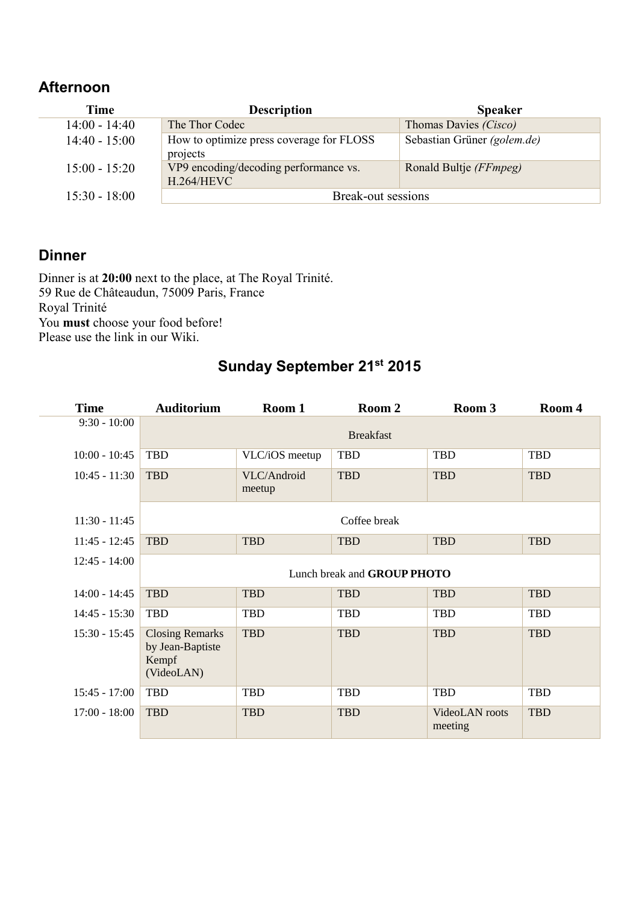## Afternoon

| Time | Description | Speaker |
|---|---|---|
| 14:00 - 14:40 | The Thor Codec | Thomas Davies *(Cisco)* |
| 14:40 - 15:00 | How to optimize press coverage for FLOSS projects | Sebastian Grüner *(golem.de)* |
| 15:00 - 15:20 | VP9 encoding/decoding performance vs. H.264/HEVC | Ronald Bultje *(FFmpeg)* |
| 15:30 - 18:00 | Break-out sessions | |

## Dinner

Dinner is at **20:00** next to the place, at The Royal Trinité.
59 Rue de Châteaudun, 75009 Paris, France
Royal Trinité
You **must** choose your food before!
Please use the link in our Wiki.

## Sunday September 21st 2015

| Time | Auditorium | Room 1 | Room 2 | Room 3 | Room 4 |
|---|---|---|---|---|---|
| 9:30 - 10:00 | Breakfast | | | | |
| 10:00 - 10:45 | TBD | VLC/iOS meetup | TBD | TBD | TBD |
| 10:45 - 11:30 | TBD | VLC/Android meetup | TBD | TBD | TBD |
| 11:30 - 11:45 | Coffee break | | | | |
| 11:45 - 12:45 | TBD | TBD | TBD | TBD | TBD |
| 12:45 - 14:00 | Lunch break and **GROUP PHOTO** | | | | |
| 14:00 - 14:45 | TBD | TBD | TBD | TBD | TBD |
| 14:45 - 15:30 | TBD | TBD | TBD | TBD | TBD |
| 15:30 - 15:45 | Closing Remarks by Jean-Baptiste Kempf (VideoLAN) | TBD | TBD | TBD | TBD |
| 15:45 - 17:00 | TBD | TBD | TBD | TBD | TBD |
| 17:00 - 18:00 | TBD | TBD | TBD | VideoLAN roots meeting | TBD |